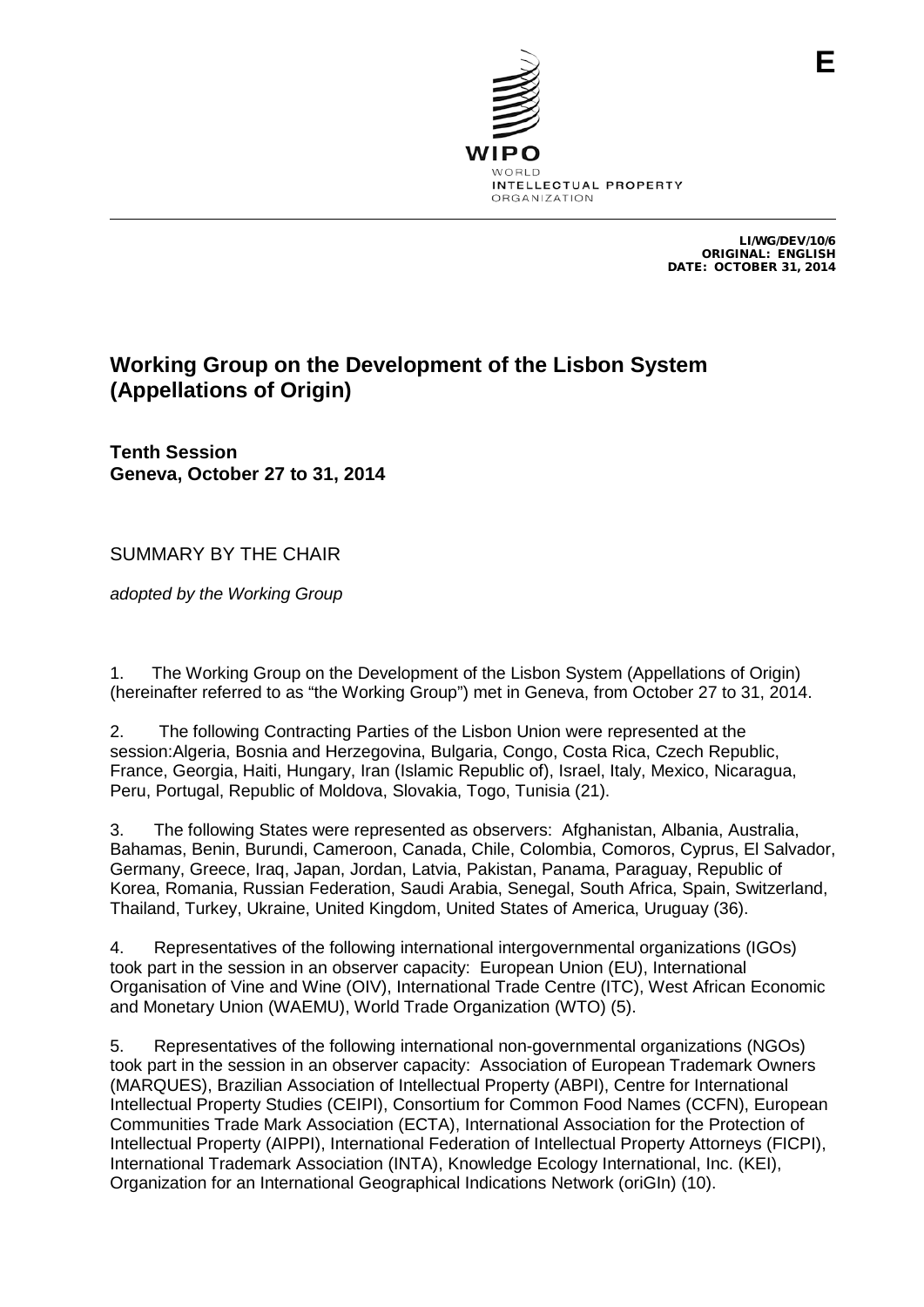E

WIPO
WORLD
INTELLECTUAL PROPERTY
ORGANIZATION

LI/WG/DEV/10/6
ORIGINAL: ENGLISH
DATE: OCTOBER 31, 2014

# Working Group on the Development of the Lisbon System (Appellations of Origin)

**Tenth Session**
**Geneva, October 27 to 31, 2014**

SUMMARY BY THE CHAIR

*adopted by the Working Group*

1. The Working Group on the Development of the Lisbon System (Appellations of Origin) (hereinafter referred to as "the Working Group") met in Geneva, from October 27 to 31, 2014.

2. The following Contracting Parties of the Lisbon Union were represented at the session:Algeria, Bosnia and Herzegovina, Bulgaria, Congo, Costa Rica, Czech Republic, France, Georgia, Haiti, Hungary, Iran (Islamic Republic of), Israel, Italy, Mexico, Nicaragua, Peru, Portugal, Republic of Moldova, Slovakia, Togo, Tunisia (21).

3. The following States were represented as observers: Afghanistan, Albania, Australia, Bahamas, Benin, Burundi, Cameroon, Canada, Chile, Colombia, Comoros, Cyprus, El Salvador, Germany, Greece, Iraq, Japan, Jordan, Latvia, Pakistan, Panama, Paraguay, Republic of Korea, Romania, Russian Federation, Saudi Arabia, Senegal, South Africa, Spain, Switzerland, Thailand, Turkey, Ukraine, United Kingdom, United States of America, Uruguay (36).

4. Representatives of the following international intergovernmental organizations (IGOs) took part in the session in an observer capacity: European Union (EU), International Organisation of Vine and Wine (OIV), International Trade Centre (ITC), West African Economic and Monetary Union (WAEMU), World Trade Organization (WTO) (5).

5. Representatives of the following international non-governmental organizations (NGOs) took part in the session in an observer capacity: Association of European Trademark Owners (MARQUES), Brazilian Association of Intellectual Property (ABPI), Centre for International Intellectual Property Studies (CEIPI), Consortium for Common Food Names (CCFN), European Communities Trade Mark Association (ECTA), International Association for the Protection of Intellectual Property (AIPPI), International Federation of Intellectual Property Attorneys (FICPI), International Trademark Association (INTA), Knowledge Ecology International, Inc. (KEI), Organization for an International Geographical Indications Network (oriGIn) (10).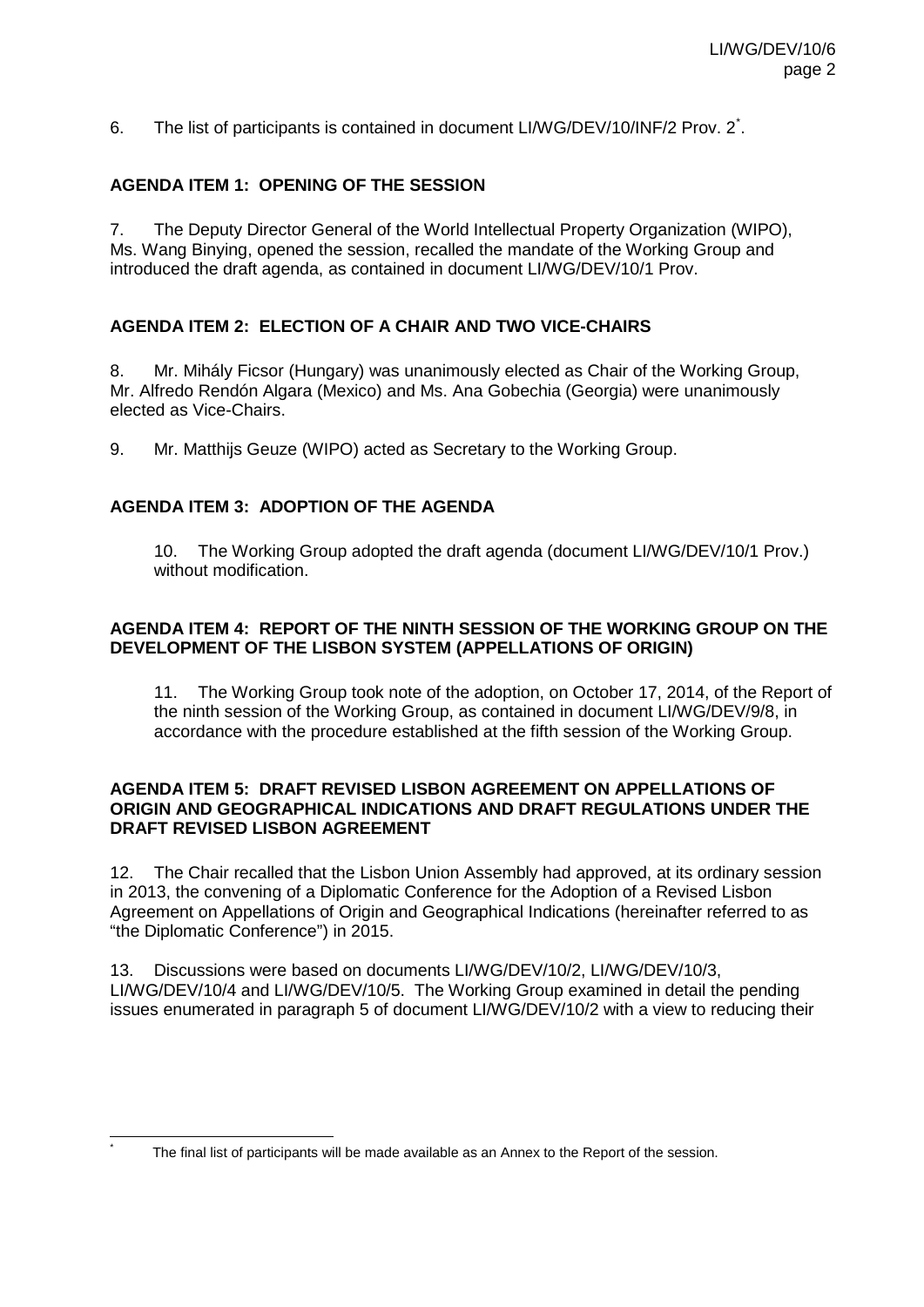6. The list of participants is contained in document LI/WG/DEV/10/INF/2 Prov. 2[*].

## AGENDA ITEM 1: OPENING OF THE SESSION

7. The Deputy Director General of the World Intellectual Property Organization (WIPO), Ms. Wang Binying, opened the session, recalled the mandate of the Working Group and introduced the draft agenda, as contained in document LI/WG/DEV/10/1 Prov.

## AGENDA ITEM 2: ELECTION OF A CHAIR AND TWO VICE-CHAIRS

8. Mr. Mihály Ficsor (Hungary) was unanimously elected as Chair of the Working Group, Mr. Alfredo Rendón Algara (Mexico) and Ms. Ana Gobechia (Georgia) were unanimously elected as Vice-Chairs.

9. Mr. Matthijs Geuze (WIPO) acted as Secretary to the Working Group.

## AGENDA ITEM 3: ADOPTION OF THE AGENDA

> 10. The Working Group adopted the draft agenda (document LI/WG/DEV/10/1 Prov.) without modification.

## AGENDA ITEM 4: REPORT OF THE NINTH SESSION OF THE WORKING GROUP ON THE DEVELOPMENT OF THE LISBON SYSTEM (APPELLATIONS OF ORIGIN)

> 11. The Working Group took note of the adoption, on October 17, 2014, of the Report of the ninth session of the Working Group, as contained in document LI/WG/DEV/9/8, in accordance with the procedure established at the fifth session of the Working Group.

## AGENDA ITEM 5: DRAFT REVISED LISBON AGREEMENT ON APPELLATIONS OF ORIGIN AND GEOGRAPHICAL INDICATIONS AND DRAFT REGULATIONS UNDER THE DRAFT REVISED LISBON AGREEMENT

12. The Chair recalled that the Lisbon Union Assembly had approved, at its ordinary session in 2013, the convening of a Diplomatic Conference for the Adoption of a Revised Lisbon Agreement on Appellations of Origin and Geographical Indications (hereinafter referred to as "the Diplomatic Conference") in 2015.

13. Discussions were based on documents LI/WG/DEV/10/2, LI/WG/DEV/10/3, LI/WG/DEV/10/4 and LI/WG/DEV/10/5. The Working Group examined in detail the pending issues enumerated in paragraph 5 of document LI/WG/DEV/10/2 with a view to reducing their

---

[*] The final list of participants will be made available as an Annex to the Report of the session.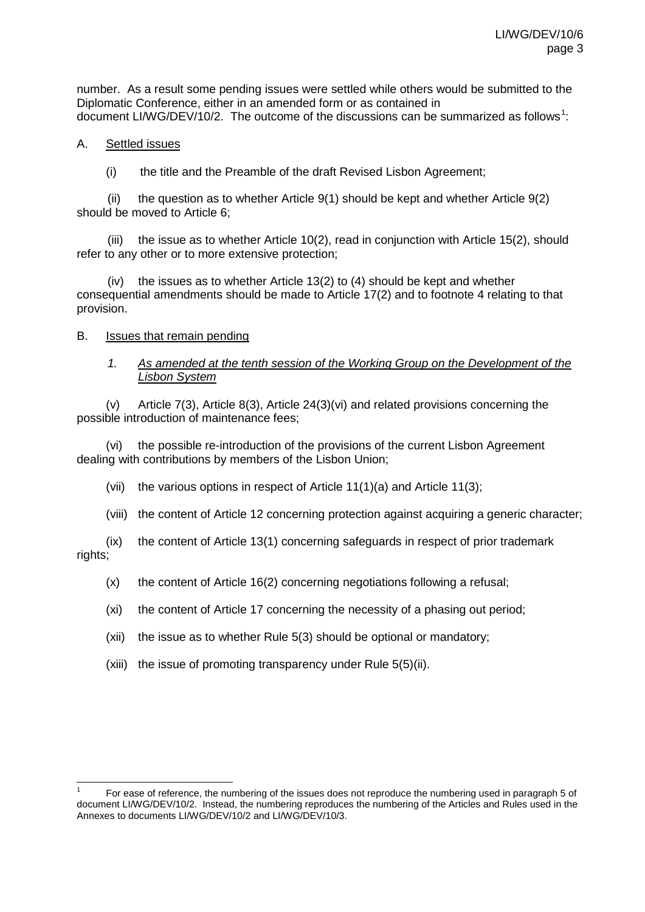number. As a result some pending issues were settled while others would be submitted to the Diplomatic Conference, either in an amended form or as contained in document LI/WG/DEV/10/2. The outcome of the discussions can be summarized as follows[1]:

A. Settled issues

(i) the title and the Preamble of the draft Revised Lisbon Agreement;

(ii) the question as to whether Article 9(1) should be kept and whether Article 9(2) should be moved to Article 6;

(iii) the issue as to whether Article 10(2), read in conjunction with Article 15(2), should refer to any other or to more extensive protection;

(iv) the issues as to whether Article 13(2) to (4) should be kept and whether consequential amendments should be made to Article 17(2) and to footnote 4 relating to that provision.

B. Issues that remain pending

*1. As amended at the tenth session of the Working Group on the Development of the Lisbon System*

(v) Article 7(3), Article 8(3), Article 24(3)(vi) and related provisions concerning the possible introduction of maintenance fees;

(vi) the possible re-introduction of the provisions of the current Lisbon Agreement dealing with contributions by members of the Lisbon Union;

(vii) the various options in respect of Article 11(1)(a) and Article 11(3);

(viii) the content of Article 12 concerning protection against acquiring a generic character;

(ix) the content of Article 13(1) concerning safeguards in respect of prior trademark rights;

(x) the content of Article 16(2) concerning negotiations following a refusal;

(xi) the content of Article 17 concerning the necessity of a phasing out period;

(xii) the issue as to whether Rule 5(3) should be optional or mandatory;

(xiii) the issue of promoting transparency under Rule 5(5)(ii).

---

[1] For ease of reference, the numbering of the issues does not reproduce the numbering used in paragraph 5 of document LI/WG/DEV/10/2. Instead, the numbering reproduces the numbering of the Articles and Rules used in the Annexes to documents LI/WG/DEV/10/2 and LI/WG/DEV/10/3.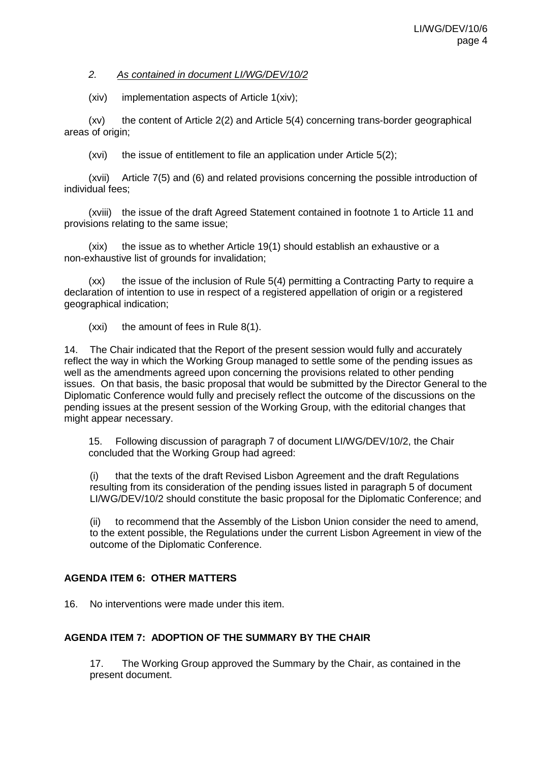*2. As contained in document LI/WG/DEV/10/2*

(xiv) implementation aspects of Article 1(xiv);

(xv) the content of Article 2(2) and Article 5(4) concerning trans-border geographical areas of origin;

(xvi) the issue of entitlement to file an application under Article 5(2);

(xvii) Article 7(5) and (6) and related provisions concerning the possible introduction of individual fees;

(xviii) the issue of the draft Agreed Statement contained in footnote 1 to Article 11 and provisions relating to the same issue;

(xix) the issue as to whether Article 19(1) should establish an exhaustive or a non-exhaustive list of grounds for invalidation;

(xx) the issue of the inclusion of Rule 5(4) permitting a Contracting Party to require a declaration of intention to use in respect of a registered appellation of origin or a registered geographical indication;

(xxi) the amount of fees in Rule 8(1).

14. The Chair indicated that the Report of the present session would fully and accurately reflect the way in which the Working Group managed to settle some of the pending issues as well as the amendments agreed upon concerning the provisions related to other pending issues. On that basis, the basic proposal that would be submitted by the Director General to the Diplomatic Conference would fully and precisely reflect the outcome of the discussions on the pending issues at the present session of the Working Group, with the editorial changes that might appear necessary.

15. Following discussion of paragraph 7 of document LI/WG/DEV/10/2, the Chair concluded that the Working Group had agreed:

(i) that the texts of the draft Revised Lisbon Agreement and the draft Regulations resulting from its consideration of the pending issues listed in paragraph 5 of document LI/WG/DEV/10/2 should constitute the basic proposal for the Diplomatic Conference; and

(ii) to recommend that the Assembly of the Lisbon Union consider the need to amend, to the extent possible, the Regulations under the current Lisbon Agreement in view of the outcome of the Diplomatic Conference.

## AGENDA ITEM 6: OTHER MATTERS

16. No interventions were made under this item.

## AGENDA ITEM 7: ADOPTION OF THE SUMMARY BY THE CHAIR

17. The Working Group approved the Summary by the Chair, as contained in the present document.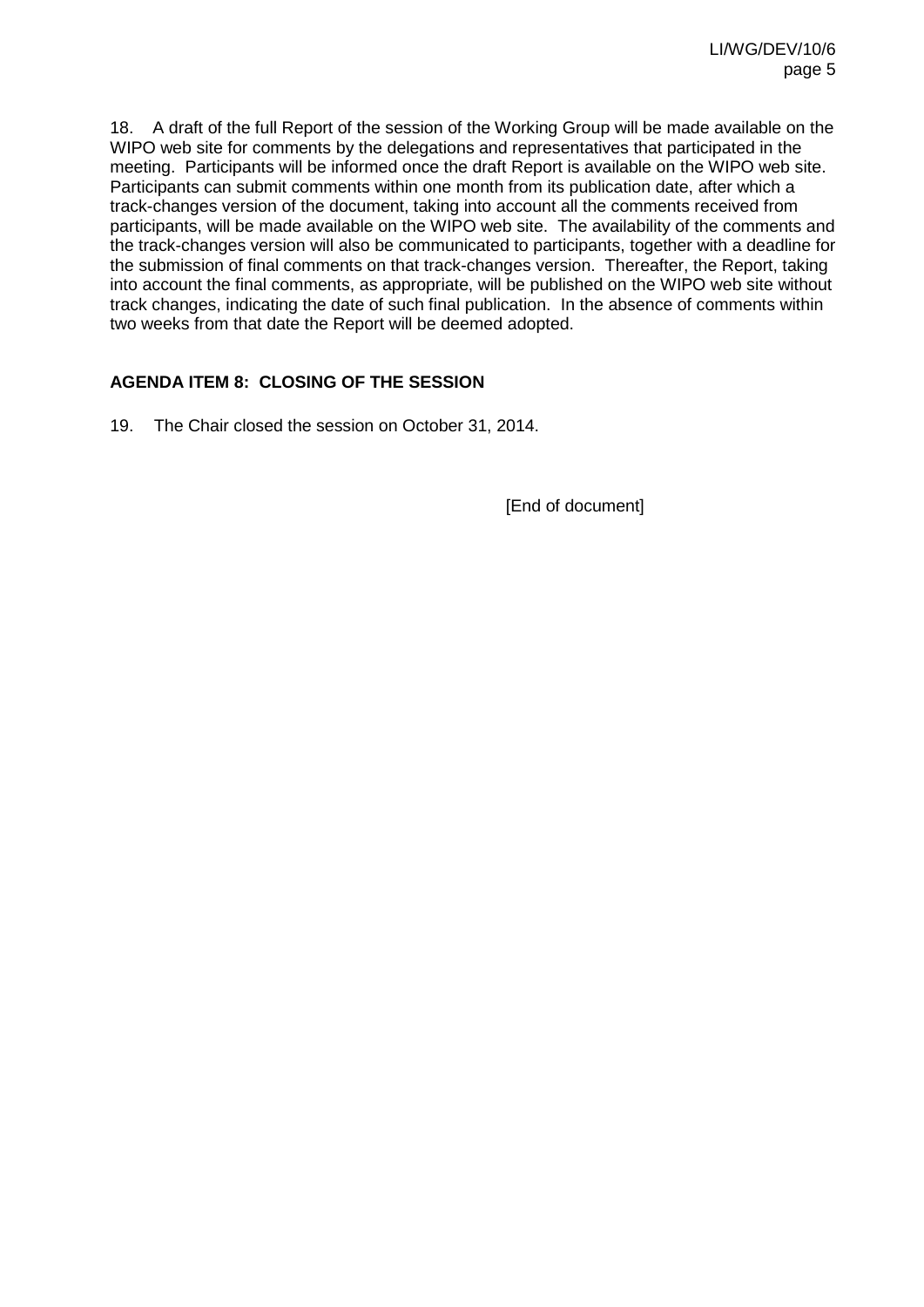18. A draft of the full Report of the session of the Working Group will be made available on the WIPO web site for comments by the delegations and representatives that participated in the meeting. Participants will be informed once the draft Report is available on the WIPO web site. Participants can submit comments within one month from its publication date, after which a track-changes version of the document, taking into account all the comments received from participants, will be made available on the WIPO web site. The availability of the comments and the track-changes version will also be communicated to participants, together with a deadline for the submission of final comments on that track-changes version. Thereafter, the Report, taking into account the final comments, as appropriate, will be published on the WIPO web site without track changes, indicating the date of such final publication. In the absence of comments within two weeks from that date the Report will be deemed adopted.

**AGENDA ITEM 8: CLOSING OF THE SESSION**

19. The Chair closed the session on October 31, 2014.

[End of document]